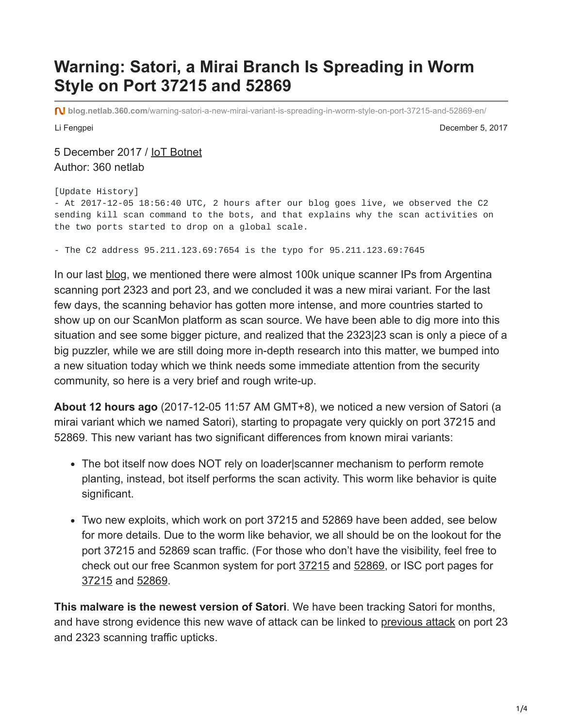# Warning: Satori, a Mirai Branch Is Spreading in Worm Style on Port 37215 and 52869

blog.netlab.360.com/warning-satori-a-new-mirai-variant-is-spreading-in-worm-style-on-port-37215-and-52869-en/

Li Fengpei December 5, 2017

5 December 2017 / IoT Botnet
Author: 360 netlab

```
[Update History]
- At 2017-12-05 18:56:40 UTC, 2 hours after our blog goes live, we observed the C2
sending kill scan command to the bots, and that explains why the scan activities on
the two ports started to drop on a global scale.

- The C2 address 95.211.123.69:7654 is the typo for 95.211.123.69:7645
```

In our last blog, we mentioned there were almost 100k unique scanner IPs from Argentina scanning port 2323 and port 23, and we concluded it was a new mirai variant. For the last few days, the scanning behavior has gotten more intense, and more countries started to show up on our ScanMon platform as scan source. We have been able to dig more into this situation and see some bigger picture, and realized that the 2323|23 scan is only a piece of a big puzzler, while we are still doing more in-depth research into this matter, we bumped into a new situation today which we think needs some immediate attention from the security community, so here is a very brief and rough write-up.

**About 12 hours ago** (2017-12-05 11:57 AM GMT+8), we noticed a new version of Satori (a mirai variant which we named Satori), starting to propagate very quickly on port 37215 and 52869. This new variant has two significant differences from known mirai variants:

- The bot itself now does NOT rely on loader|scanner mechanism to perform remote planting, instead, bot itself performs the scan activity. This worm like behavior is quite significant.
- Two new exploits, which work on port 37215 and 52869 have been added, see below for more details. Due to the worm like behavior, we all should be on the lookout for the port 37215 and 52869 scan traffic. (For those who don't have the visibility, feel free to check out our free Scanmon system for port 37215 and 52869, or ISC port pages for 37215 and 52869.

**This malware is the newest version of Satori**. We have been tracking Satori for months, and have strong evidence this new wave of attack can be linked to previous attack on port 23 and 2323 scanning traffic upticks.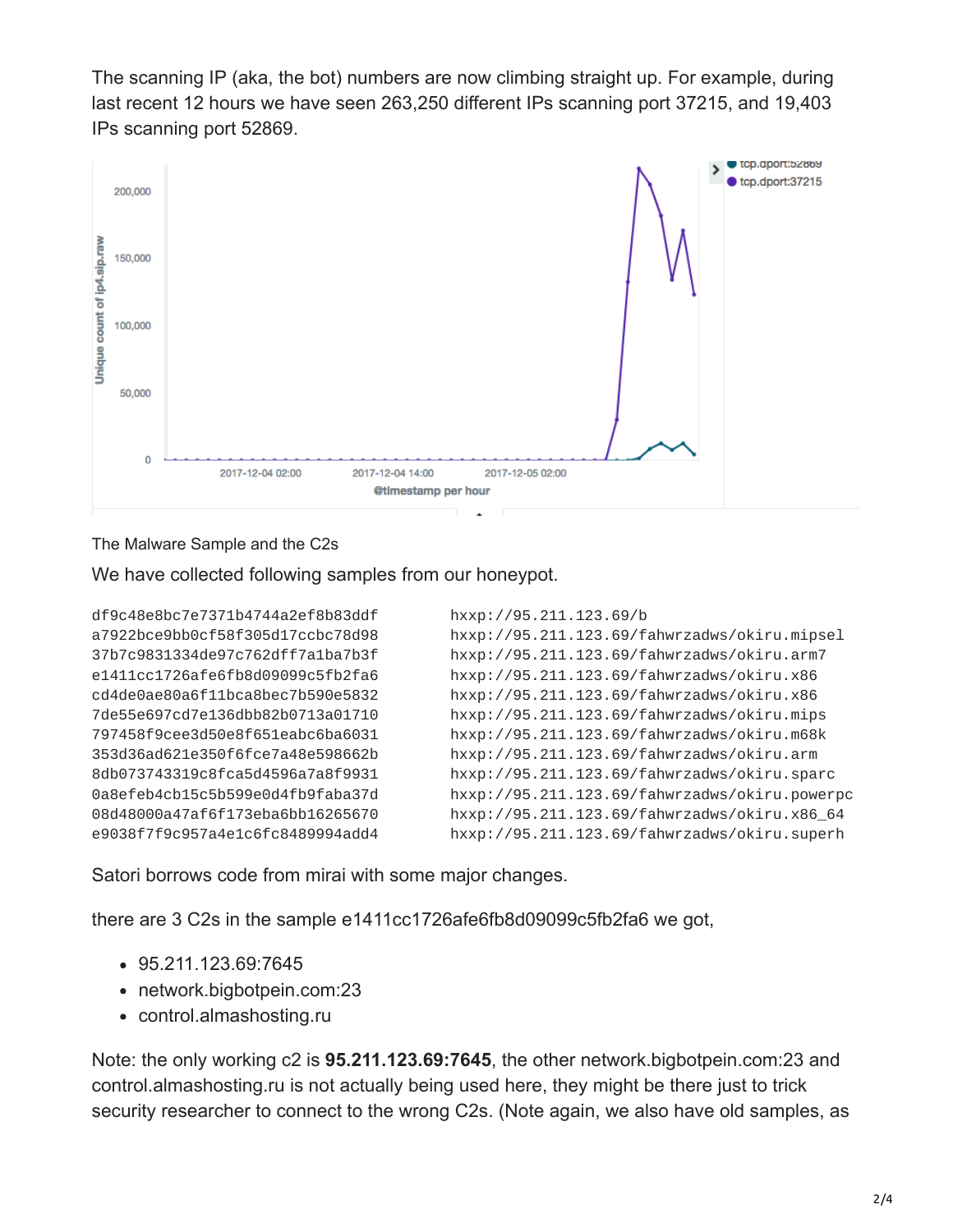The scanning IP (aka, the bot) numbers are now climbing straight up. For example, during last recent 12 hours we have seen 263,250 different IPs scanning port 37215, and 19,403 IPs scanning port 52869.

The Malware Sample and the C2s

We have collected following samples from our honeypot.

```
df9c48e8bc7e7371b4744a2ef8b83ddf        hxxp://95.211.123.69/b
a7922bce9bb0cf58f305d17ccbc78d98        hxxp://95.211.123.69/fahwrzadws/okiru.mipsel
37b7c9831334de97c762dff7a1ba7b3f        hxxp://95.211.123.69/fahwrzadws/okiru.arm7
e1411cc1726afe6fb8d09099c5fb2fa6        hxxp://95.211.123.69/fahwrzadws/okiru.x86
cd4de0ae80a6f11bca8bec7b590e5832        hxxp://95.211.123.69/fahwrzadws/okiru.x86
7de55e697cd7e136dbb82b0713a01710        hxxp://95.211.123.69/fahwrzadws/okiru.mips
797458f9cee3d50e8f651eabc6ba6031        hxxp://95.211.123.69/fahwrzadws/okiru.m68k
353d36ad621e350f6fce7a48e598662b        hxxp://95.211.123.69/fahwrzadws/okiru.arm
8db073743319c8fca5d4596a7a8f9931        hxxp://95.211.123.69/fahwrzadws/okiru.sparc
0a8efeb4cb15c5b599e0d4fb9faba37d        hxxp://95.211.123.69/fahwrzadws/okiru.powerpc
08d48000a47af6f173eba6bb16265670        hxxp://95.211.123.69/fahwrzadws/okiru.x86_64
e9038f7f9c957a4e1c6fc8489994add4        hxxp://95.211.123.69/fahwrzadws/okiru.superh
```

Satori borrows code from mirai with some major changes.

there are 3 C2s in the sample e1411cc1726afe6fb8d09099c5fb2fa6 we got,

- 95.211.123.69:7645
- network.bigbotpein.com:23
- control.almashosting.ru

Note: the only working c2 is **95.211.123.69:7645**, the other network.bigbotpein.com:23 and control.almashosting.ru is not actually being used here, they might be there just to trick security researcher to connect to the wrong C2s. (Note again, we also have old samples, as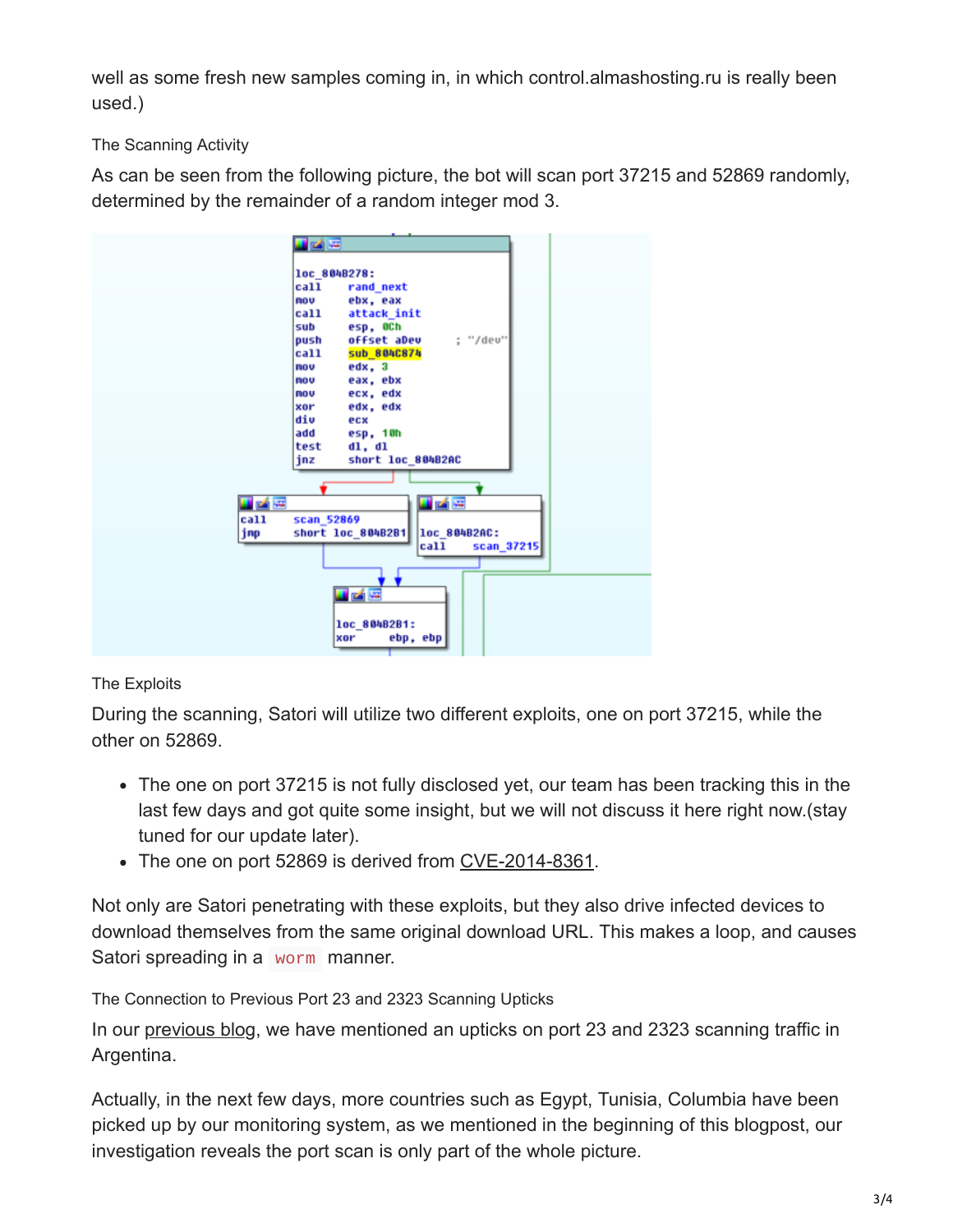well as some fresh new samples coming in, in which control.almashosting.ru is really been used.)

### The Scanning Activity

As can be seen from the following picture, the bot will scan port 37215 and 52869 randomly, determined by the remainder of a random integer mod 3.

```
loc_804B278:
call    rand_next
mov     ebx, eax
call    attack_init
sub     esp, 0Ch
push    offset aDev     ; "/dev"
call    sub_804C874
mov     edx, 3
mov     eax, ebx
mov     ecx, edx
xor     edx, edx
div     ecx
add     esp, 10h
test    dl, dl
jnz     short loc_804B2AC

call    scan_52869
jmp     short loc_804B2B1

loc_804B2AC:
call    scan_37215

loc_804B2B1:
xor     ebp, ebp
```

### The Exploits

During the scanning, Satori will utilize two different exploits, one on port 37215, while the other on 52869.

- The one on port 37215 is not fully disclosed yet, our team has been tracking this in the last few days and got quite some insight, but we will not discuss it here right now.(stay tuned for our update later).
- The one on port 52869 is derived from CVE-2014-8361.

Not only are Satori penetrating with these exploits, but they also drive infected devices to download themselves from the same original download URL. This makes a loop, and causes Satori spreading in a `worm` manner.

### The Connection to Previous Port 23 and 2323 Scanning Upticks

In our previous blog, we have mentioned an upticks on port 23 and 2323 scanning traffic in Argentina.

Actually, in the next few days, more countries such as Egypt, Tunisia, Columbia have been picked up by our monitoring system, as we mentioned in the beginning of this blogpost, our investigation reveals the port scan is only part of the whole picture.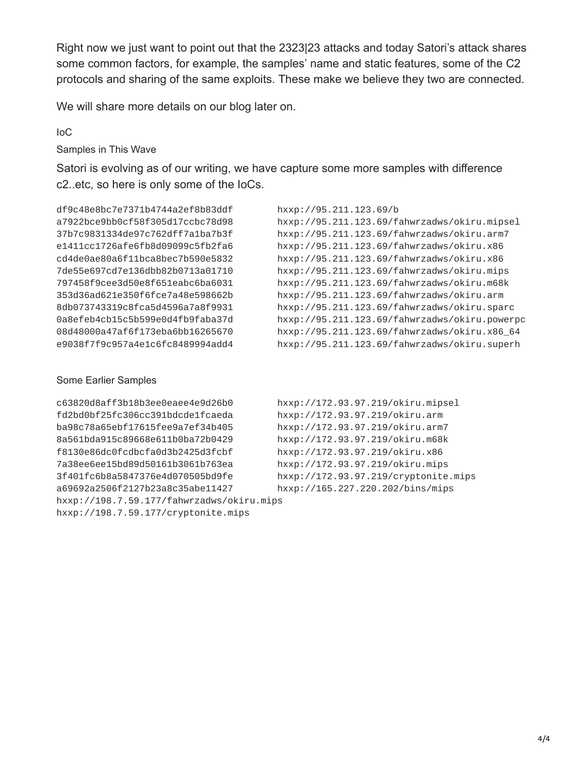Right now we just want to point out that the 2323|23 attacks and today Satori's attack shares some common factors, for example, the samples' name and static features, some of the C2 protocols and sharing of the same exploits. These make we believe they two are connected.

We will share more details on our blog later on.

IoC

Samples in This Wave

Satori is evolving as of our writing, we have capture some more samples with difference c2..etc, so here is only some of the IoCs.

```
df9c48e8bc7e7371b4744a2ef8b83ddf        hxxp://95.211.123.69/b
a7922bce9bb0cf58f305d17ccbc78d98        hxxp://95.211.123.69/fahwrzadws/okiru.mipsel
37b7c9831334de97c762dff7a1ba7b3f        hxxp://95.211.123.69/fahwrzadws/okiru.arm7
e1411cc1726afe6fb8d09099c5fb2fa6        hxxp://95.211.123.69/fahwrzadws/okiru.x86
cd4de0ae80a6f11bca8bec7b590e5832        hxxp://95.211.123.69/fahwrzadws/okiru.x86
7de55e697cd7e136dbb82b0713a01710        hxxp://95.211.123.69/fahwrzadws/okiru.mips
797458f9cee3d50e8f651eabc6ba6031        hxxp://95.211.123.69/fahwrzadws/okiru.m68k
353d36ad621e350f6fce7a48e598662b        hxxp://95.211.123.69/fahwrzadws/okiru.arm
8db073743319c8fca5d4596a7a8f9931        hxxp://95.211.123.69/fahwrzadws/okiru.sparc
0a8efeb4cb15c5b599e0d4fb9faba37d        hxxp://95.211.123.69/fahwrzadws/okiru.powerpc
08d48000a47af6f173eba6bb16265670        hxxp://95.211.123.69/fahwrzadws/okiru.x86_64
e9038f7f9c957a4e1c6fc8489994add4        hxxp://95.211.123.69/fahwrzadws/okiru.superh
```

Some Earlier Samples

```
c63820d8aff3b18b3ee0eaee4e9d26b0        hxxp://172.93.97.219/okiru.mipsel
fd2bd0bf25fc306cc391bdcde1fcaeda        hxxp://172.93.97.219/okiru.arm
ba98c78a65ebf17615fee9a7ef34b405        hxxp://172.93.97.219/okiru.arm7
8a561bda915c89668e611b0ba72b0429        hxxp://172.93.97.219/okiru.m68k
f8130e86dc0fcdbcfa0d3b2425d3fcbf        hxxp://172.93.97.219/okiru.x86
7a38ee6ee15bd89d50161b3061b763ea        hxxp://172.93.97.219/okiru.mips
3f401fc6b8a5847376e4d070505bd9fe        hxxp://172.93.97.219/cryptonite.mips
a69692a2506f2127b23a8c35abe11427        hxxp://165.227.220.202/bins/mips
hxxp://198.7.59.177/fahwrzadws/okiru.mips
hxxp://198.7.59.177/cryptonite.mips
```